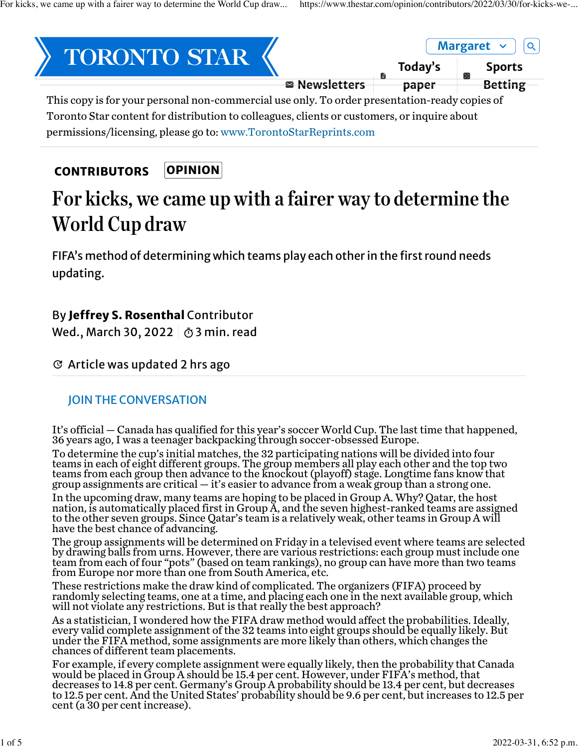This copy is for your personal non-commercial use only. To order presentation-ready copies of Toronto Star content for distribution to colleagues, clients or customers, or inquire about permissions/licensing, please go to: www.TorontoStarReprints.com

CONTRIBUTORS | OPINION

# For kicks, we came up with a fairer way to determine the World Cup draw

FIFA's method of determining which teams play each other in the first round needs updating.

By **Jeffrey S. Rosenthal** Contributor
Wed., March 30, 2022 | 3 min. read

Article was updated 2 hrs ago

JOIN THE CONVERSATION

It's official — Canada has qualified for this year's soccer World Cup. The last time that happened, 36 years ago, I was a teenager backpacking through soccer-obsessed Europe.

To determine the cup's initial matches, the 32 participating nations will be divided into four teams in each of eight different groups. The group members all play each other and the top two teams from each group then advance to the knockout (playoff) stage. Longtime fans know that group assignments are critical — it's easier to advance from a weak group than a strong one.

In the upcoming draw, many teams are hoping to be placed in Group A. Why? Qatar, the host nation, is automatically placed first in Group A, and the seven highest-ranked teams are assigned to the other seven groups. Since Qatar's team is a relatively weak, other teams in Group A will have the best chance of advancing.

The group assignments will be determined on Friday in a televised event where teams are selected by drawing balls from urns. However, there are various restrictions: each group must include one team from each of four "pots" (based on team rankings), no group can have more than two teams from Europe nor more than one from South America, etc.

These restrictions make the draw kind of complicated. The organizers (FIFA) proceed by randomly selecting teams, one at a time, and placing each one in the next available group, which will not violate any restrictions. But is that really the best approach?

As a statistician, I wondered how the FIFA draw method would affect the probabilities. Ideally, every valid complete assignment of the 32 teams into eight groups should be equally likely. But under the FIFA method, some assignments are more likely than others, which changes the chances of different team placements.

For example, if every complete assignment were equally likely, then the probability that Canada would be placed in Group A should be 15.4 per cent. However, under FIFA's method, that decreases to 14.8 per cent. Germany's Group A probability should be 13.4 per cent, but decreases to 12.5 per cent. And the United States' probability should be 9.6 per cent, but increases to 12.5 per cent (a 30 per cent increase).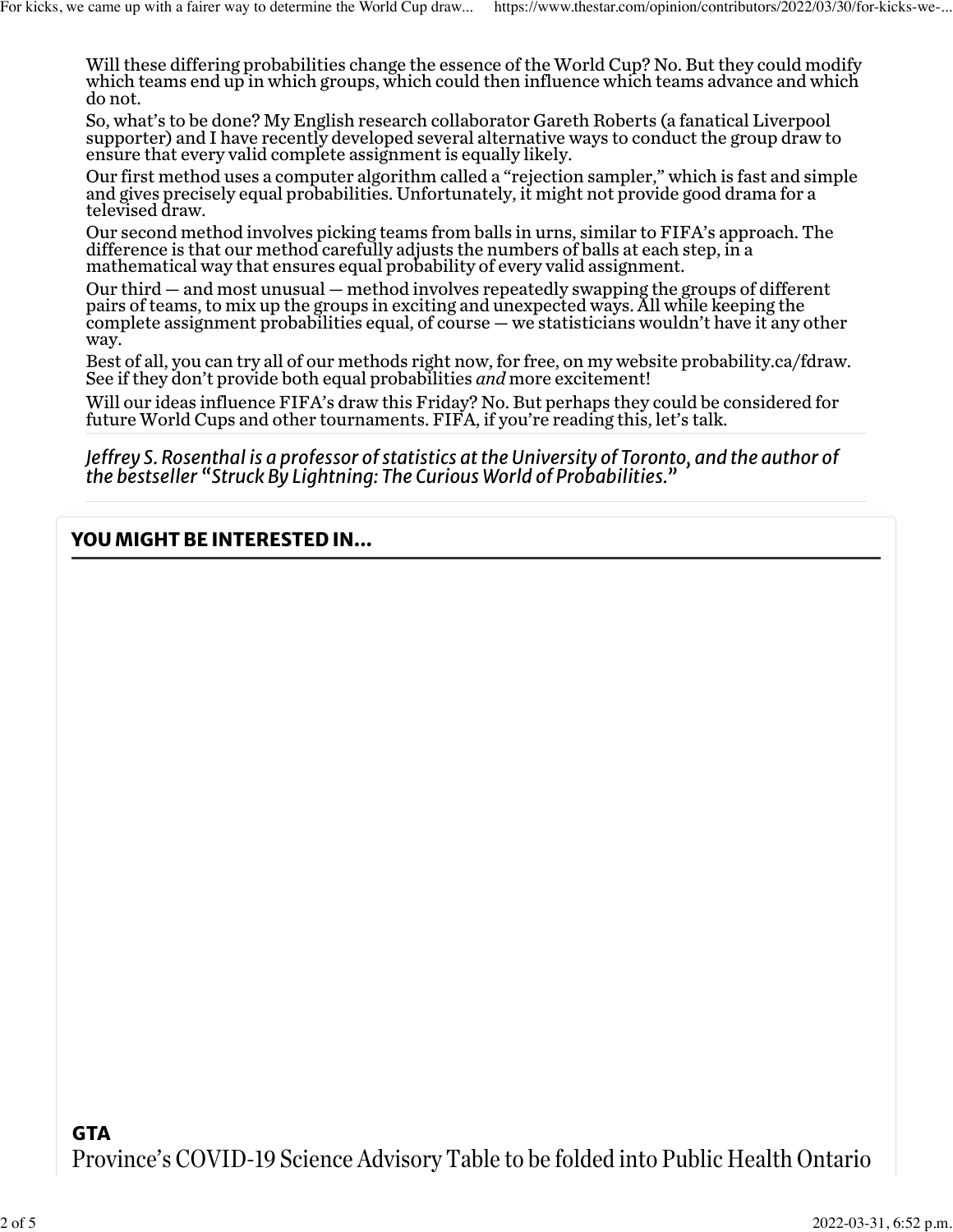Will these differing probabilities change the essence of the World Cup? No. But they could modify which teams end up in which groups, which could then influence which teams advance and which do not.

So, what's to be done? My English research collaborator Gareth Roberts (a fanatical Liverpool supporter) and I have recently developed several alternative ways to conduct the group draw to ensure that every valid complete assignment is equally likely.

Our first method uses a computer algorithm called a "rejection sampler," which is fast and simple and gives precisely equal probabilities. Unfortunately, it might not provide good drama for a televised draw.

Our second method involves picking teams from balls in urns, similar to FIFA's approach. The difference is that our method carefully adjusts the numbers of balls at each step, in a mathematical way that ensures equal probability of every valid assignment.

Our third — and most unusual — method involves repeatedly swapping the groups of different pairs of teams, to mix up the groups in exciting and unexpected ways. All while keeping the complete assignment probabilities equal, of course — we statisticians wouldn't have it any other way.

Best of all, you can try all of our methods right now, for free, on my website probability.ca/fdraw. See if they don't provide both equal probabilities *and* more excitement!

Will our ideas influence FIFA's draw this Friday? No. But perhaps they could be considered for future World Cups and other tournaments. FIFA, if you're reading this, let's talk.

*Jeffrey S. Rosenthal is a professor of statistics at the University of Toronto, and the author of the bestseller "Struck By Lightning: The Curious World of Probabilities."*

## YOU MIGHT BE INTERESTED IN...

**GTA**

Province's COVID-19 Science Advisory Table to be folded into Public Health Ontario